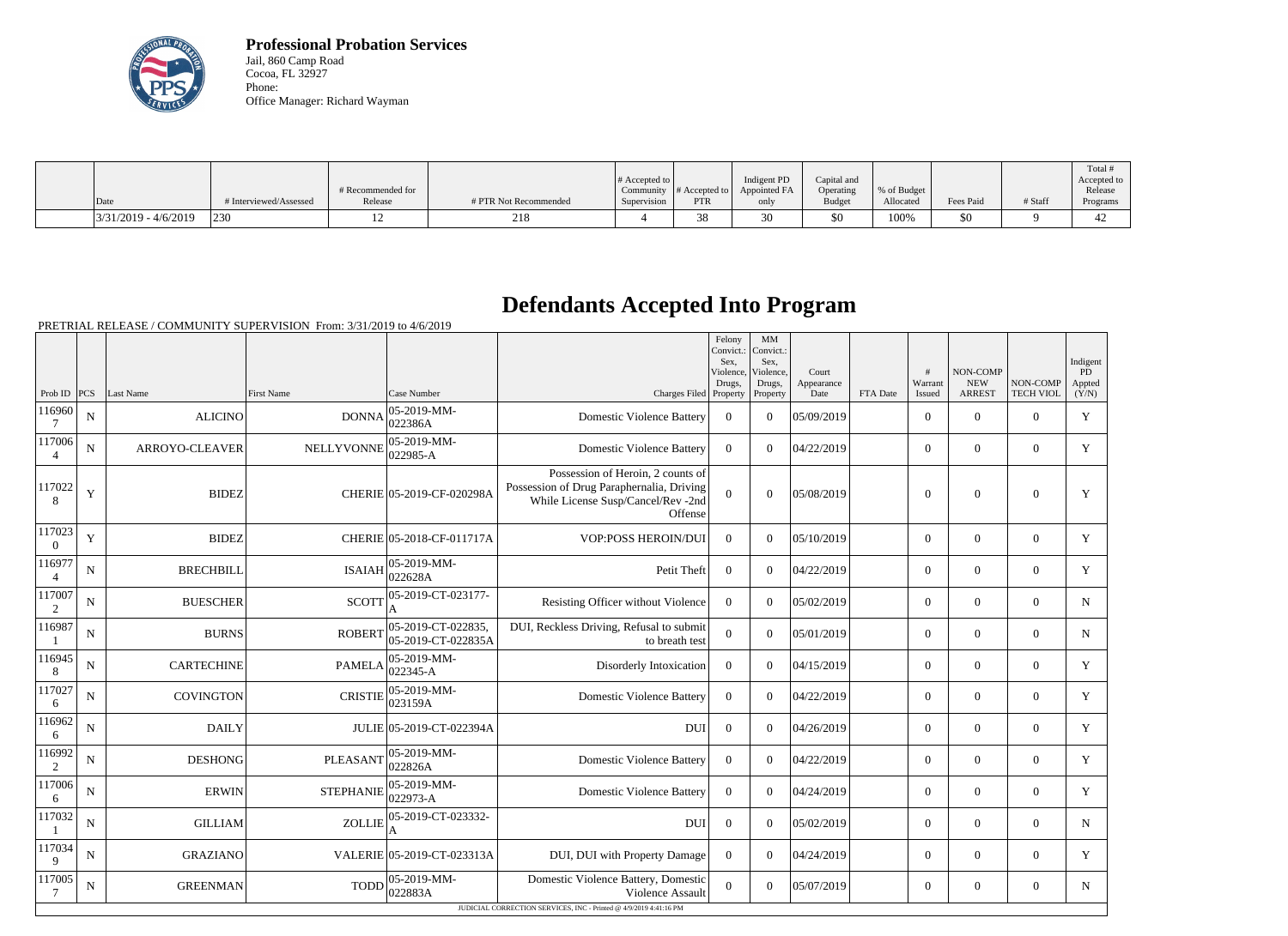**Professional Probation Services**
Jail, 860 Camp Road
Cocoa, FL 32927
Phone:
Office Manager: Richard Wayman

| Date | # Interviewed/Assessed | # Recommended for Release | # PTR Not Recommended | # Accepted to Community Supervision | # Accepted to PTR | Indigent PD Appointed FA only | Capital and Operating Budget | % of Budget Allocated | Fees Paid | # Staff | Total # Accepted to Release Programs |
|---|---|---|---|---|---|---|---|---|---|---|---|
| 3/31/2019 - 4/6/2019 | 230 | 12 | 218 | 4 | 38 | 30 | $0 | 100% | $0 | 9 | 42 |

# Defendants Accepted Into Program

PRETRIAL RELEASE / COMMUNITY SUPERVISION From: 3/31/2019 to 4/6/2019

| Prob ID | PCS | Last Name | First Name | Case Number | Charges Filed | Felony Convict.: Sex, Violence, Drugs, Property | MM Convict.: Sex, Violence, Drugs, Property | Court Appearance Date | FTA Date | # Warrant Issued | NON-COMP NEW ARREST | NON-COMP TECH VIOL | Indigent PD Appted (Y/N) |
|---|---|---|---|---|---|---|---|---|---|---|---|---|---|
| 1169607 | N | ALICINO | DONNA | 05-2019-MM-022386A | Domestic Violence Battery | 0 | 0 | 05/09/2019 | | 0 | 0 | 0 | Y |
| 1170064 | N | ARROYO-CLEAVER | NELLYVONNE | 05-2019-MM-022985-A | Domestic Violence Battery | 0 | 0 | 04/22/2019 | | 0 | 0 | 0 | Y |
| 1170228 | Y | BIDEZ | CHERIE | 05-2019-CF-020298A | Possession of Heroin, 2 counts of Possession of Drug Paraphernalia, Driving While License Susp/Cancel/Rev -2nd Offense | 0 | 0 | 05/08/2019 | | 0 | 0 | 0 | Y |
| 1170230 | Y | BIDEZ | CHERIE | 05-2018-CF-011717A | VOP:POSS HEROIN/DUI | 0 | 0 | 05/10/2019 | | 0 | 0 | 0 | Y |
| 1169774 | N | BRECHBILL | ISAIAH | 05-2019-MM-022628A | Petit Theft | 0 | 0 | 04/22/2019 | | 0 | 0 | 0 | Y |
| 1170072 | N | BUESCHER | SCOTT | 05-2019-CT-023177-A | Resisting Officer without Violence | 0 | 0 | 05/02/2019 | | 0 | 0 | 0 | N |
| 1169871 | N | BURNS | ROBERT | 05-2019-CT-022835, 05-2019-CT-022835A | DUI, Reckless Driving, Refusal to submit to breath test | 0 | 0 | 05/01/2019 | | 0 | 0 | 0 | N |
| 1169458 | N | CARTECHINE | PAMELA | 05-2019-MM-022345-A | Disorderly Intoxication | 0 | 0 | 04/15/2019 | | 0 | 0 | 0 | Y |
| 1170276 | N | COVINGTON | CRISTIE | 05-2019-MM-023159A | Domestic Violence Battery | 0 | 0 | 04/22/2019 | | 0 | 0 | 0 | Y |
| 1169626 | N | DAILY | JULIE | 05-2019-CT-022394A | DUI | 0 | 0 | 04/26/2019 | | 0 | 0 | 0 | Y |
| 1169922 | N | DESHONG | PLEASANT | 05-2019-MM-022826A | Domestic Violence Battery | 0 | 0 | 04/22/2019 | | 0 | 0 | 0 | Y |
| 1170066 | N | ERWIN | STEPHANIE | 05-2019-MM-022973-A | Domestic Violence Battery | 0 | 0 | 04/24/2019 | | 0 | 0 | 0 | Y |
| 1170321 | N | GILLIAM | ZOLLIE | 05-2019-CT-023332-A | DUI | 0 | 0 | 05/02/2019 | | 0 | 0 | 0 | N |
| 1170349 | N | GRAZIANO | VALERIE | 05-2019-CT-023313A | DUI, DUI with Property Damage | 0 | 0 | 04/24/2019 | | 0 | 0 | 0 | Y |
| 1170057 | N | GREENMAN | TODD | 05-2019-MM-022883A | Domestic Violence Battery, Domestic Violence Assault | 0 | 0 | 05/07/2019 | | 0 | 0 | 0 | N |

JUDICIAL CORRECTION SERVICES, INC - Printed @ 4/9/2019 4:41:16 PM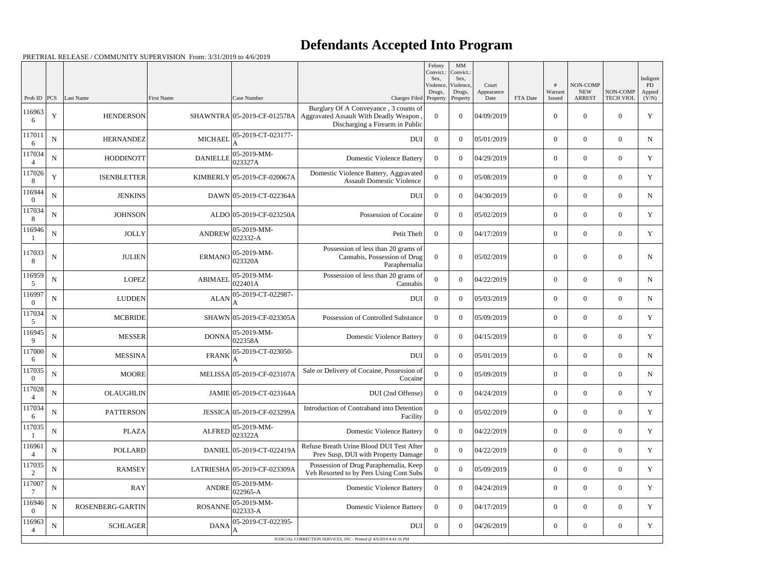# Defendants Accepted Into Program

PRETRIAL RELEASE / COMMUNITY SUPERVISION From: 3/31/2019 to 4/6/2019

| Prob ID | PCS | Last Name | First Name | Case Number | Charges Filed | Felony Convict.: Sex, Violence, Drugs, Property | MM Convict.: Sex, Violence, Drugs, Property | Court Appearance Date | FTA Date | # Warrant Issued | NON-COMP NEW ARREST | NON-COMP TECH VIOL | Indigent PD Appted (Y/N) |
|---|---|---|---|---|---|---|---|---|---|---|---|---|---|
| 1169636 | Y | HENDERSON | SHAWNTRA | 05-2019-CF-012578A | Burglary Of A Conveyance , 3 counts of Aggravated Assault With Deadly Weapon , Discharging a Firearm in Public | 0 | 0 | 04/09/2019 | | 0 | 0 | 0 | Y |
| 1170116 | N | HERNANDEZ | MICHAEL | 05-2019-CT-023177-A | DUI | 0 | 0 | 05/01/2019 | | 0 | 0 | 0 | N |
| 1170344 | N | HODDINOTT | DANIELLE | 05-2019-MM-023327A | Domestic Violence Battery | 0 | 0 | 04/29/2019 | | 0 | 0 | 0 | Y |
| 1170268 | Y | ISENBLETTER | KIMBERLY | 05-2019-CF-020067A | Domestic Violence Battery, Aggravated Assault Domestic Violence | 0 | 0 | 05/08/2019 | | 0 | 0 | 0 | Y |
| 1169440 | N | JENKINS | DAWN | 05-2019-CT-022364A | DUI | 0 | 0 | 04/30/2019 | | 0 | 0 | 0 | N |
| 1170348 | N | JOHNSON | ALDO | 05-2019-CF-023250A | Possession of Cocaine | 0 | 0 | 05/02/2019 | | 0 | 0 | 0 | Y |
| 1169461 | N | JOLLY | ANDREW | 05-2019-MM-022332-A | Petit Theft | 0 | 0 | 04/17/2019 | | 0 | 0 | 0 | Y |
| 1170338 | N | JULIEN | ERMANO | 05-2019-MM-023320A | Possession of less than 20 grams of Cannabis, Possession of Drug Paraphernalia | 0 | 0 | 05/02/2019 | | 0 | 0 | 0 | N |
| 1169595 | N | LOPEZ | ABIMAEL | 05-2019-MM-022401A | Possession of less than 20 grams of Cannabis | 0 | 0 | 04/22/2019 | | 0 | 0 | 0 | N |
| 1169970 | N | LUDDEN | ALAN | 05-2019-CT-022987-A | DUI | 0 | 0 | 05/03/2019 | | 0 | 0 | 0 | N |
| 1170345 | N | MCBRIDE | SHAWN | 05-2019-CF-023305A | Possession of Controlled Substance | 0 | 0 | 05/09/2019 | | 0 | 0 | 0 | Y |
| 1169459 | N | MESSER | DONNA | 05-2019-MM-022358A | Domestic Violence Battery | 0 | 0 | 04/15/2019 | | 0 | 0 | 0 | Y |
| 1170006 | N | MESSINA | FRANK | 05-2019-CT-023050-A | DUI | 0 | 0 | 05/01/2019 | | 0 | 0 | 0 | N |
| 1170350 | N | MOORE | MELISSA | 05-2019-CF-023107A | Sale or Delivery of Cocaine, Possession of Cocaine | 0 | 0 | 05/09/2019 | | 0 | 0 | 0 | N |
| 1170284 | N | OLAUGHLIN | JAMIE | 05-2019-CT-023164A | DUI (2nd Offense) | 0 | 0 | 04/24/2019 | | 0 | 0 | 0 | Y |
| 1170346 | N | PATTERSON | JESSICA | 05-2019-CF-023299A | Introduction of Contraband into Detention Facility | 0 | 0 | 05/02/2019 | | 0 | 0 | 0 | Y |
| 1170351 | N | PLAZA | ALFRED | 05-2019-MM-023322A | Domestic Violence Battery | 0 | 0 | 04/22/2019 | | 0 | 0 | 0 | Y |
| 1169614 | N | POLLARD | DANIEL | 05-2019-CT-022419A | Refuse Breath Urine Blood DUI Test After Prev Susp, DUI with Property Damage | 0 | 0 | 04/22/2019 | | 0 | 0 | 0 | Y |
| 1170352 | N | RAMSEY | LATRIESHA | 05-2019-CF-023309A | Possession of Drug Paraphernalia, Keep Veh Resorted to by Pers Using Cont Subs | 0 | 0 | 05/09/2019 | | 0 | 0 | 0 | Y |
| 1170077 | N | RAY | ANDRE | 05-2019-MM-022965-A | Domestic Violence Battery | 0 | 0 | 04/24/2019 | | 0 | 0 | 0 | Y |
| 1169460 | N | ROSENBERG-GARTIN | ROSANNE | 05-2019-MM-022333-A | Domestic Violence Battery | 0 | 0 | 04/17/2019 | | 0 | 0 | 0 | Y |
| 1169634 | N | SCHLAGER | DANA | 05-2019-CT-022395-A | DUI | 0 | 0 | 04/26/2019 | | 0 | 0 | 0 | Y |

JUDICIAL CORRECTION SERVICES, INC - Printed @ 4/9/2019 4:41:16 PM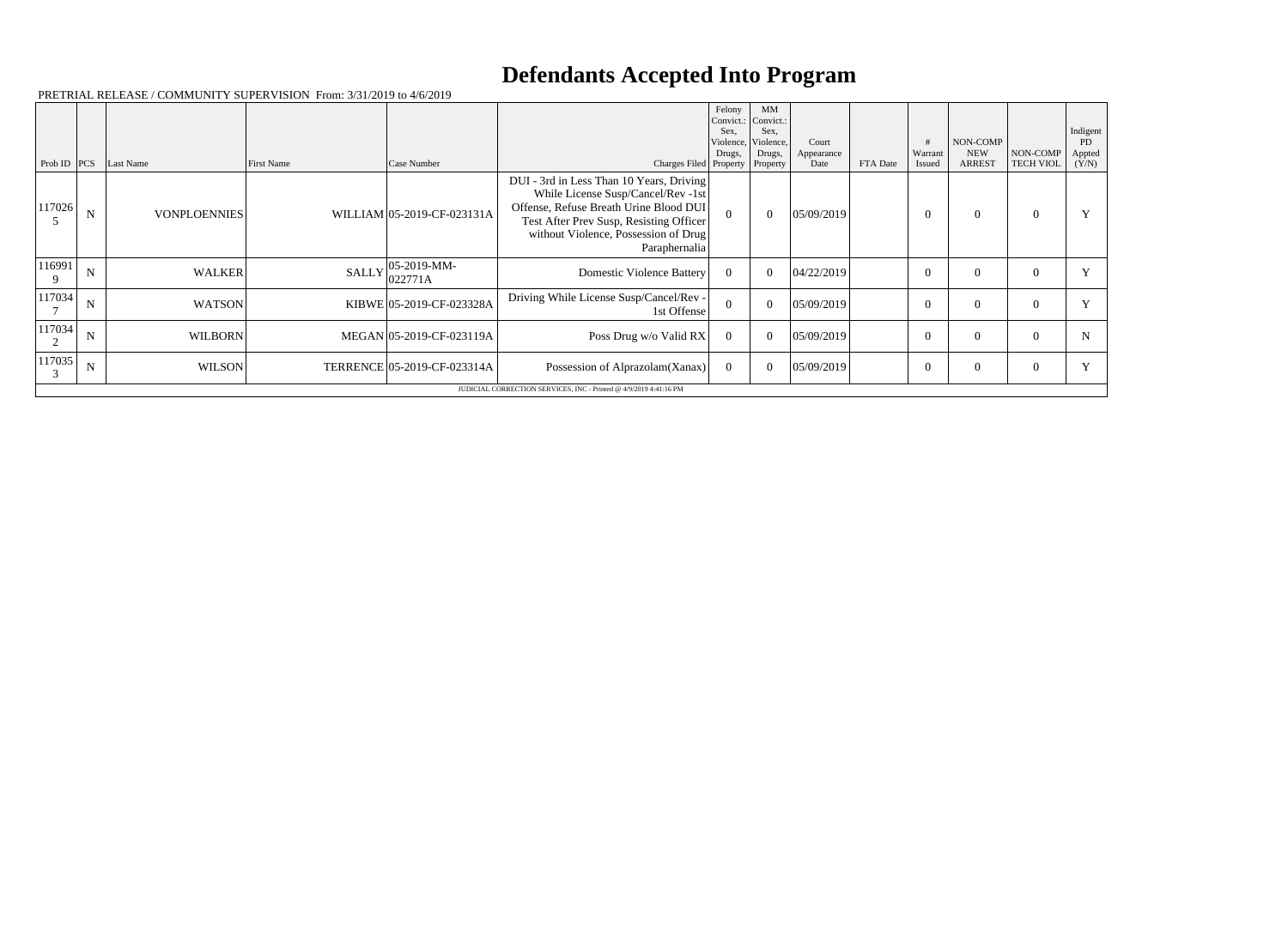# Defendants Accepted Into Program

PRETRIAL RELEASE / COMMUNITY SUPERVISION From: 3/31/2019 to 4/6/2019

| Prob ID | PCS | Last Name | First Name | Case Number | Charges Filed | Felony Convict.: Sex, Violence, Drugs, Property | MM Convict.: Sex, Violence, Drugs, Property | Court Appearance Date | FTA Date | # Warrant Issued | NON-COMP NEW ARREST | NON-COMP TECH VIOL | Indigent PD Appted (Y/N) |
|---|---|---|---|---|---|---|---|---|---|---|---|---|---|
| 1170265 | N | VONPLOENNIES | WILLIAM | 05-2019-CF-023131A | DUI - 3rd in Less Than 10 Years, Driving While License Susp/Cancel/Rev -1st Offense, Refuse Breath Urine Blood DUI Test After Prev Susp, Resisting Officer without Violence, Possession of Drug Paraphernalia | 0 | 0 | 05/09/2019 | | 0 | 0 | 0 | Y |
| 1169919 | N | WALKER | SALLY | 05-2019-MM-022771A | Domestic Violence Battery | 0 | 0 | 04/22/2019 | | 0 | 0 | 0 | Y |
| 1170347 | N | WATSON | KIBWE | 05-2019-CF-023328A | Driving While License Susp/Cancel/Rev - 1st Offense | 0 | 0 | 05/09/2019 | | 0 | 0 | 0 | Y |
| 1170342 | N | WILBORN | MEGAN | 05-2019-CF-023119A | Poss Drug w/o Valid RX | 0 | 0 | 05/09/2019 | | 0 | 0 | 0 | N |
| 1170353 | N | WILSON | TERRENCE | 05-2019-CF-023314A | Possession of Alprazolam(Xanax) | 0 | 0 | 05/09/2019 | | 0 | 0 | 0 | Y |

JUDICIAL CORRECTION SERVICES, INC - Printed @ 4/9/2019 4:41:16 PM